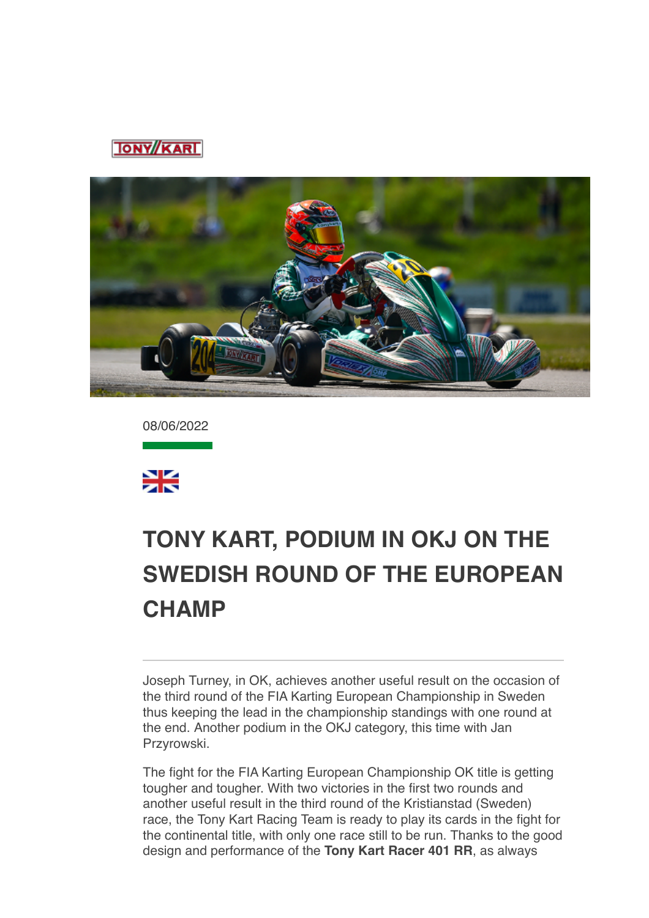08/06/2022

# TONY KART, PODIUM IN OKJ ON THE SWEDISH ROUND OF THE EUROPEAN CHAMP

Joseph Turney, in OK, achieves another useful result on the occasion of the third round of the FIA Karting European Championship in Sweden thus keeping the lead in the championship standings with one round at the end. Another podium in the OKJ category, this time with Jan Przyrowski.

The fight for the FIA Karting European Championship OK title is getting tougher and tougher. With two victories in the first two rounds and another useful result in the third round of the Kristianstad (Sweden) race, the Tony Kart Racing Team is ready to play its cards in the fight for the continental title, with only one race still to be run. Thanks to the good design and performance of the **Tony Kart Racer 401 RR**, as always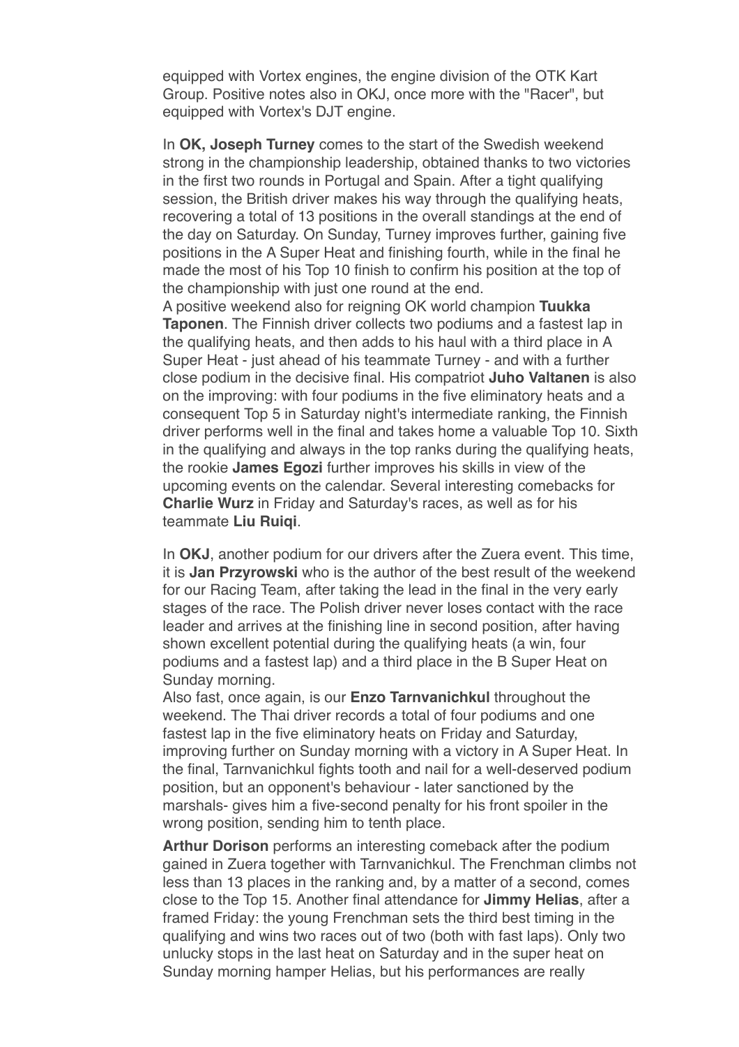equipped with Vortex engines, the engine division of the OTK Kart Group. Positive notes also in OKJ, once more with the "Racer", but equipped with Vortex's DJT engine.

In **OK, Joseph Turney** comes to the start of the Swedish weekend strong in the championship leadership, obtained thanks to two victories in the first two rounds in Portugal and Spain. After a tight qualifying session, the British driver makes his way through the qualifying heats, recovering a total of 13 positions in the overall standings at the end of the day on Saturday. On Sunday, Turney improves further, gaining five positions in the A Super Heat and finishing fourth, while in the final he made the most of his Top 10 finish to confirm his position at the top of the championship with just one round at the end.
A positive weekend also for reigning OK world champion **Tuukka Taponen**. The Finnish driver collects two podiums and a fastest lap in the qualifying heats, and then adds to his haul with a third place in A Super Heat - just ahead of his teammate Turney - and with a further close podium in the decisive final. His compatriot **Juho Valtanen** is also on the improving: with four podiums in the five eliminatory heats and a consequent Top 5 in Saturday night's intermediate ranking, the Finnish driver performs well in the final and takes home a valuable Top 10. Sixth in the qualifying and always in the top ranks during the qualifying heats, the rookie **James Egozi** further improves his skills in view of the upcoming events on the calendar. Several interesting comebacks for **Charlie Wurz** in Friday and Saturday's races, as well as for his teammate **Liu Ruiqi**.

In **OKJ**, another podium for our drivers after the Zuera event. This time, it is **Jan Przyrowski** who is the author of the best result of the weekend for our Racing Team, after taking the lead in the final in the very early stages of the race. The Polish driver never loses contact with the race leader and arrives at the finishing line in second position, after having shown excellent potential during the qualifying heats (a win, four podiums and a fastest lap) and a third place in the B Super Heat on Sunday morning.
Also fast, once again, is our **Enzo Tarnvanichkul** throughout the weekend. The Thai driver records a total of four podiums and one fastest lap in the five eliminatory heats on Friday and Saturday, improving further on Sunday morning with a victory in A Super Heat. In the final, Tarnvanichkul fights tooth and nail for a well-deserved podium position, but an opponent's behaviour - later sanctioned by the marshals- gives him a five-second penalty for his front spoiler in the wrong position, sending him to tenth place.

**Arthur Dorison** performs an interesting comeback after the podium gained in Zuera together with Tarnvanichkul. The Frenchman climbs not less than 13 places in the ranking and, by a matter of a second, comes close to the Top 15. Another final attendance for **Jimmy Helias**, after a framed Friday: the young Frenchman sets the third best timing in the qualifying and wins two races out of two (both with fast laps). Only two unlucky stops in the last heat on Saturday and in the super heat on Sunday morning hamper Helias, but his performances are really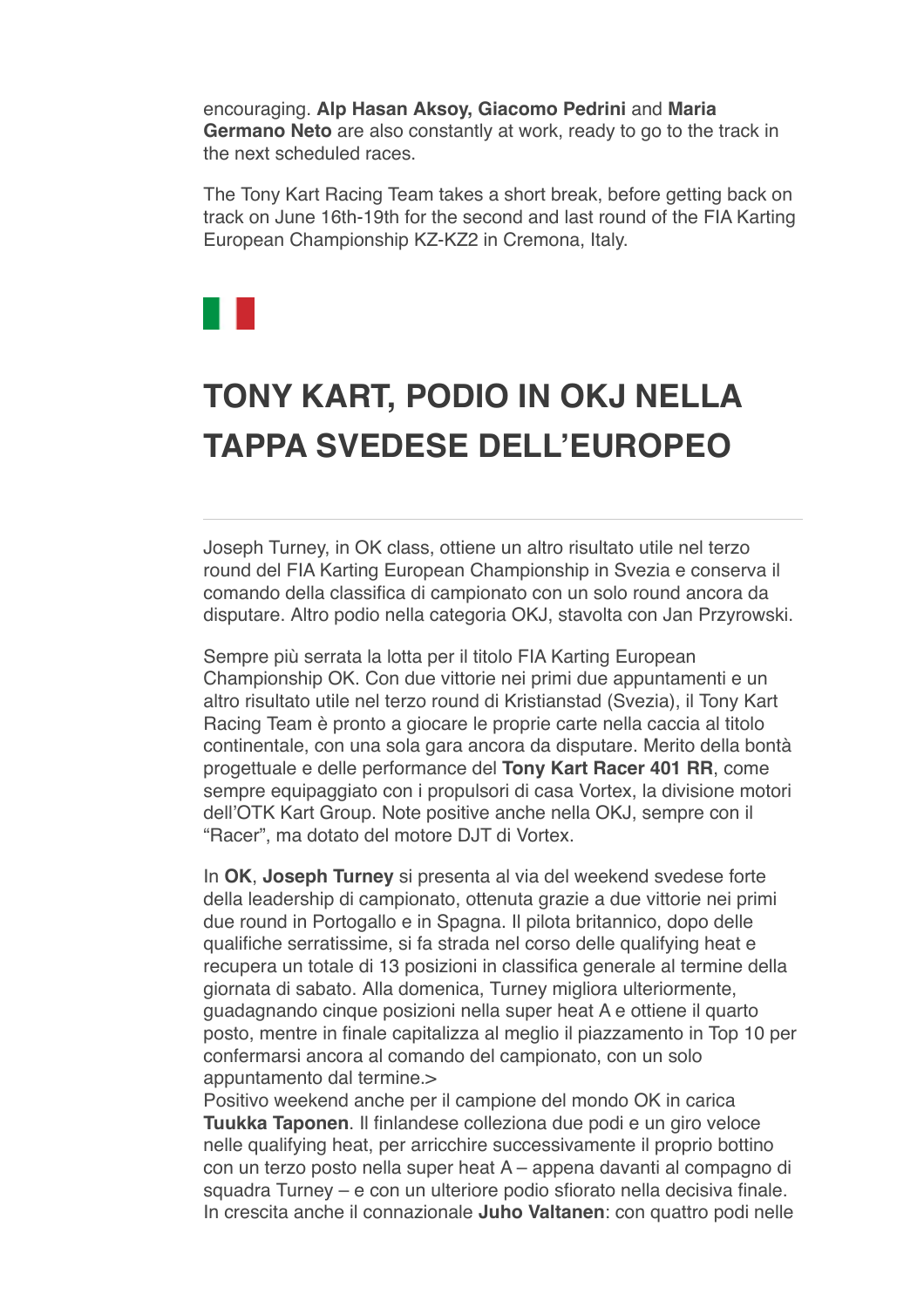encouraging. **Alp Hasan Aksoy, Giacomo Pedrini** and **Maria Germano Neto** are also constantly at work, ready to go to the track in the next scheduled races.

The Tony Kart Racing Team takes a short break, before getting back on track on June 16th-19th for the second and last round of the FIA Karting European Championship KZ-KZ2 in Cremona, Italy.

# TONY KART, PODIO IN OKJ NELLA TAPPA SVEDESE DELL'EUROPEO

---

Joseph Turney, in OK class, ottiene un altro risultato utile nel terzo round del FIA Karting European Championship in Svezia e conserva il comando della classifica di campionato con un solo round ancora da disputare. Altro podio nella categoria OKJ, stavolta con Jan Przyrowski.

Sempre più serrata la lotta per il titolo FIA Karting European Championship OK. Con due vittorie nei primi due appuntamenti e un altro risultato utile nel terzo round di Kristianstad (Svezia), il Tony Kart Racing Team è pronto a giocare le proprie carte nella caccia al titolo continentale, con una sola gara ancora da disputare. Merito della bontà progettuale e delle performance del **Tony Kart Racer 401 RR**, come sempre equipaggiato con i propulsori di casa Vortex, la divisione motori dell'OTK Kart Group. Note positive anche nella OKJ, sempre con il "Racer", ma dotato del motore DJT di Vortex.

In **OK**, **Joseph Turney** si presenta al via del weekend svedese forte della leadership di campionato, ottenuta grazie a due vittorie nei primi due round in Portogallo e in Spagna. Il pilota britannico, dopo delle qualifiche serratissime, si fa strada nel corso delle qualifying heat e recupera un totale di 13 posizioni in classifica generale al termine della giornata di sabato. Alla domenica, Turney migliora ulteriormente, guadagnando cinque posizioni nella super heat A e ottiene il quarto posto, mentre in finale capitalizza al meglio il piazzamento in Top 10 per confermarsi ancora al comando del campionato, con un solo appuntamento dal termine.>
Positivo weekend anche per il campione del mondo OK in carica **Tuukka Taponen**. Il finlandese colleziona due podi e un giro veloce nelle qualifying heat, per arricchire successivamente il proprio bottino con un terzo posto nella super heat A – appena davanti al compagno di squadra Turney – e con un ulteriore podio sfiorato nella decisiva finale.
In crescita anche il connazionale **Juho Valtanen**: con quattro podi nelle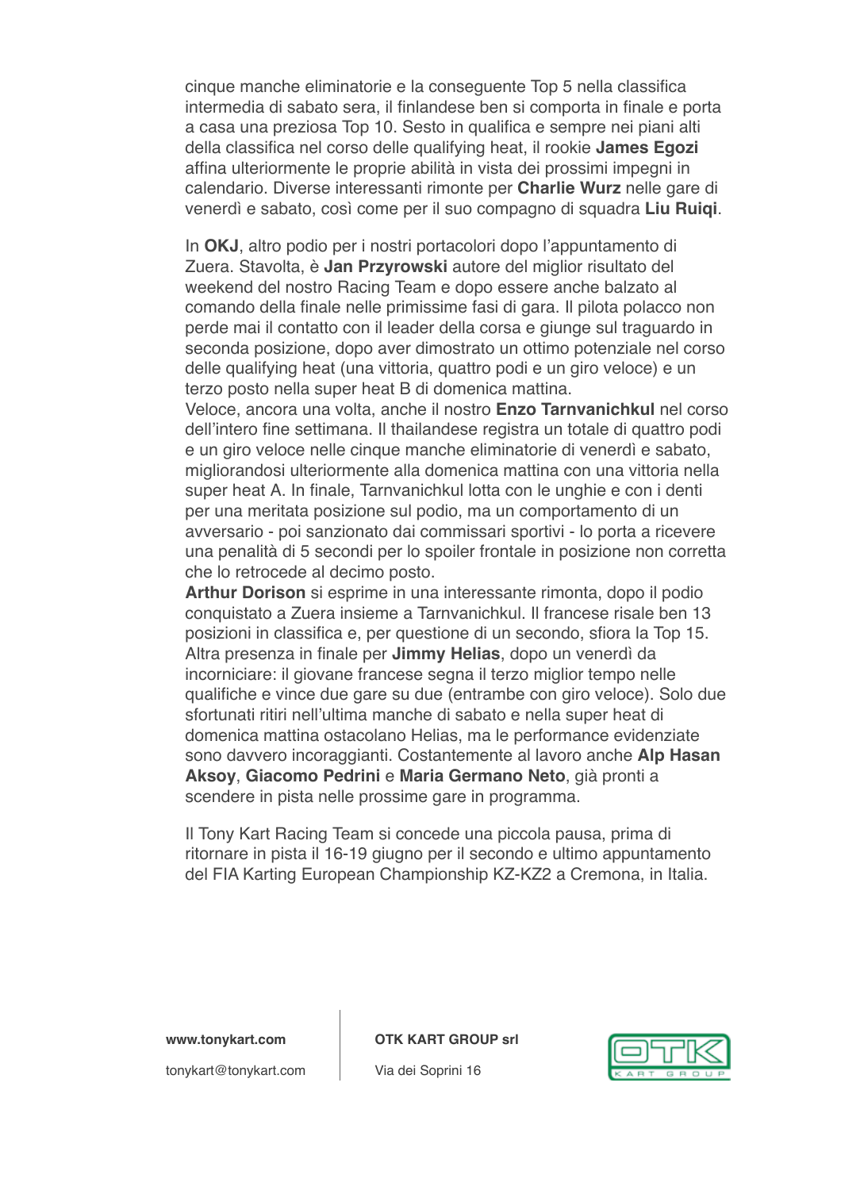cinque manche eliminatorie e la conseguente Top 5 nella classifica intermedia di sabato sera, il finlandese ben si comporta in finale e porta a casa una preziosa Top 10. Sesto in qualifica e sempre nei piani alti della classifica nel corso delle qualifying heat, il rookie **James Egozi** affina ulteriormente le proprie abilità in vista dei prossimi impegni in calendario. Diverse interessanti rimonte per **Charlie Wurz** nelle gare di venerdì e sabato, così come per il suo compagno di squadra **Liu Ruiqi**.

In **OKJ**, altro podio per i nostri portacolori dopo l'appuntamento di Zuera. Stavolta, è **Jan Przyrowski** autore del miglior risultato del weekend del nostro Racing Team e dopo essere anche balzato al comando della finale nelle primissime fasi di gara. Il pilota polacco non perde mai il contatto con il leader della corsa e giunge sul traguardo in seconda posizione, dopo aver dimostrato un ottimo potenziale nel corso delle qualifying heat (una vittoria, quattro podi e un giro veloce) e un terzo posto nella super heat B di domenica mattina.
Veloce, ancora una volta, anche il nostro **Enzo Tarnvanichkul** nel corso dell'intero fine settimana. Il thailandese registra un totale di quattro podi e un giro veloce nelle cinque manche eliminatorie di venerdì e sabato, migliorandosi ulteriormente alla domenica mattina con una vittoria nella super heat A. In finale, Tarnvanichkul lotta con le unghie e con i denti per una meritata posizione sul podio, ma un comportamento di un avversario - poi sanzionato dai commissari sportivi - lo porta a ricevere una penalità di 5 secondi per lo spoiler frontale in posizione non corretta che lo retrocede al decimo posto.
**Arthur Dorison** si esprime in una interessante rimonta, dopo il podio conquistato a Zuera insieme a Tarnvanichkul. Il francese risale ben 13 posizioni in classifica e, per questione di un secondo, sfiora la Top 15. Altra presenza in finale per **Jimmy Helias**, dopo un venerdì da incorniciare: il giovane francese segna il terzo miglior tempo nelle qualifiche e vince due gare su due (entrambe con giro veloce). Solo due sfortunati ritiri nell'ultima manche di sabato e nella super heat di domenica mattina ostacolano Helias, ma le performance evidenziate sono davvero incoraggianti. Costantemente al lavoro anche **Alp Hasan Aksoy**, **Giacomo Pedrini** e **Maria Germano Neto**, già pronti a scendere in pista nelle prossime gare in programma.

Il Tony Kart Racing Team si concede una piccola pausa, prima di ritornare in pista il 16-19 giugno per il secondo e ultimo appuntamento del FIA Karting European Championship KZ-KZ2 a Cremona, in Italia.

**www.tonykart.com**
tonykart@tonykart.com

**OTK KART GROUP srl**
Via dei Soprini 16